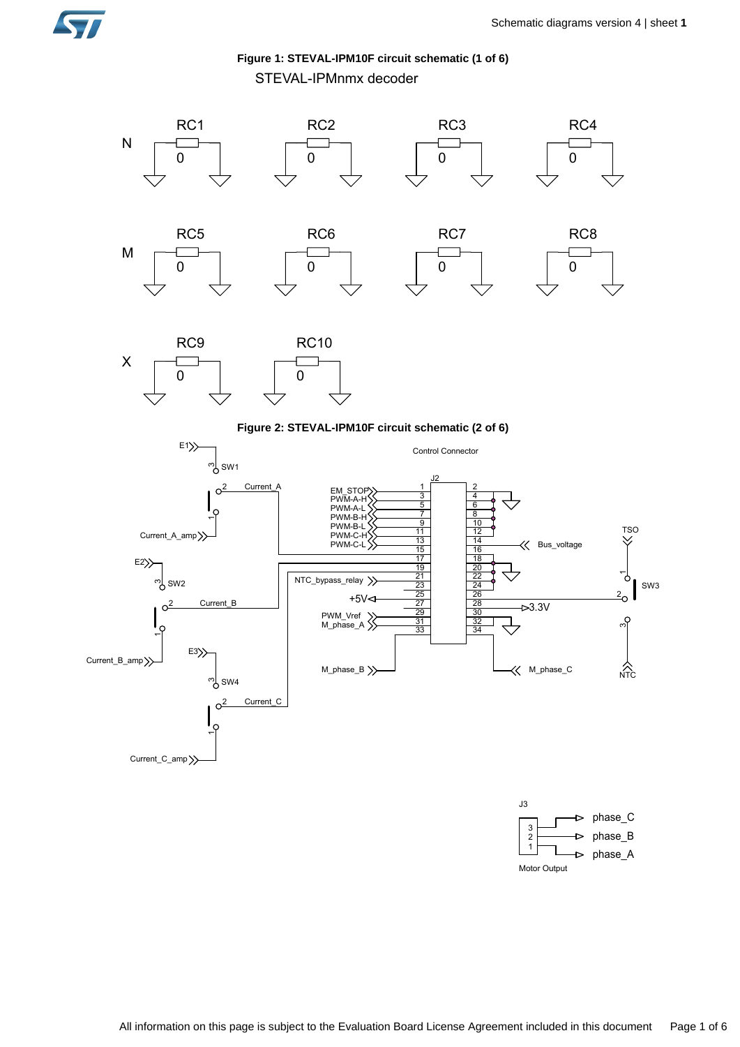**Figure 1: STEVAL-IPM10F circuit schematic (1 of 6)**

STEVAL-IPMnmx decoder

N: RC1 0, RC2 0, RC3 0, RC4 0

M: RC5 0, RC6 0, RC7 0, RC8 0

X: RC9 0, RC10 0

**Figure 2: STEVAL-IPM10F circuit schematic (2 of 6)**

Control Connector

J2

| Signal | Pin | Pin | Signal |
|---|---|---|---|
| EM_STOP | 1 | 2 | |
| PWM-A-H | 3 | 4 | |
| PWM-A-L | 5 | 6 | |
| PWM-B-H | 7 | 8 | |
| PWM-B-L | 9 | 10 | |
| PWM-C-H | 11 | 12 | |
| PWM-C-L | 13 | 14 | Bus_voltage |
| Current_A | 15 | 16 | |
| Current_B | 17 | 18 | |
| Current_C | 19 | 20 | |
| NTC_bypass_relay | 21 | 22 | |
| | 23 | 24 | |
| +5V | 25 | 26 | SW3 |
| | 27 | 28 | 3.3V |
| PWM_Vref | 29 | 30 | |
| M_phase_A | 31 | 32 | |
| M_phase_B | 33 | 34 | M_phase_C |

SW1: E1 (3), Current_A (2), Current_A_amp (1)

SW2: E2 (3), Current_B (2), Current_B_amp (1)

SW4: E3 (3), Current_C (2), Current_C_amp (1)

SW3: TSO (1), 2, NTC (3)

J3 Motor Output: 3 phase_C, 2 phase_B, 1 phase_A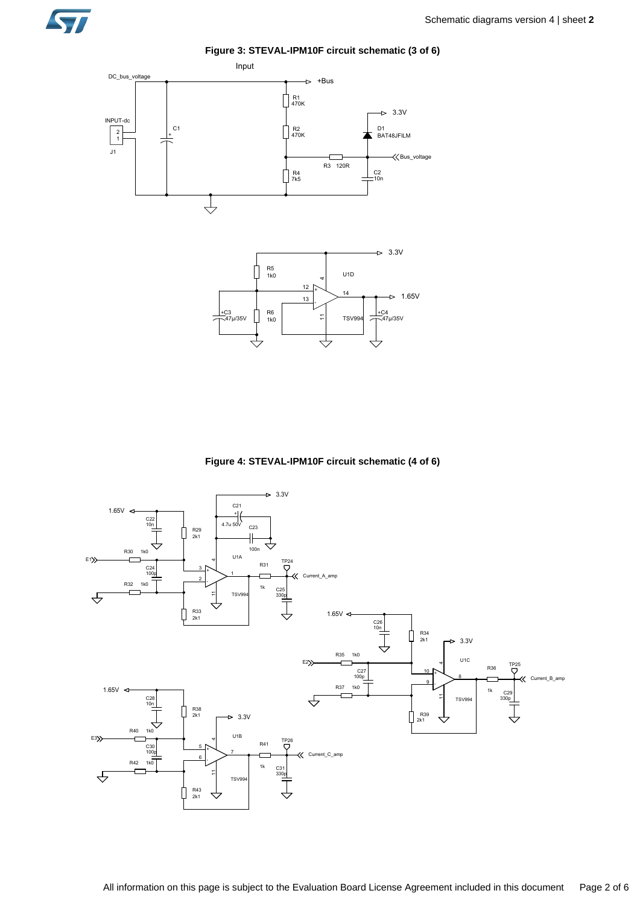**Figure 3: STEVAL-IPM10F circuit schematic (3 of 6)**

Input

DC_bus_voltage

+Bus

R1
470K

3.3V

INPUT-dc

C1

D1
BAT48JFILM

R2
470K

J1

R3 120R

Bus_voltage

R4
7k5

C2
10n

3.3V

R5
1k0

U1D

12

14

1.65V

13

+C3
47μ/35V

R6
1k0

TSV994

+C4
47μ/35V

**Figure 4: STEVAL-IPM10F circuit schematic (4 of 6)**

3.3V

C21

1.65V

C22
10n

4.7u 50V

C23

R29
2k1

100n

R30 1k0

U1A

E1

R31

TP24

C24
100p

3

1

Current_A_amp

2

R32 1k0

1k

C25
330p

TSV994

1.65V

R33
2k1

C26
10n

R34
2k1

3.3V

R35 1k0

U1C

E2

C27
100p

10

R36

TP25

8

Current_B_amp

9

R37 1k0

1k

C29
330p

1.65V

TSV994

C28
10n

R39
2k1

R38
2k1

3.3V

R40 1k0

U1B

E3

R41

TP26

C30
100p

5

7

Current_C_amp

6

R42 1k0

1k

C31
330p

TSV994

R43
2k1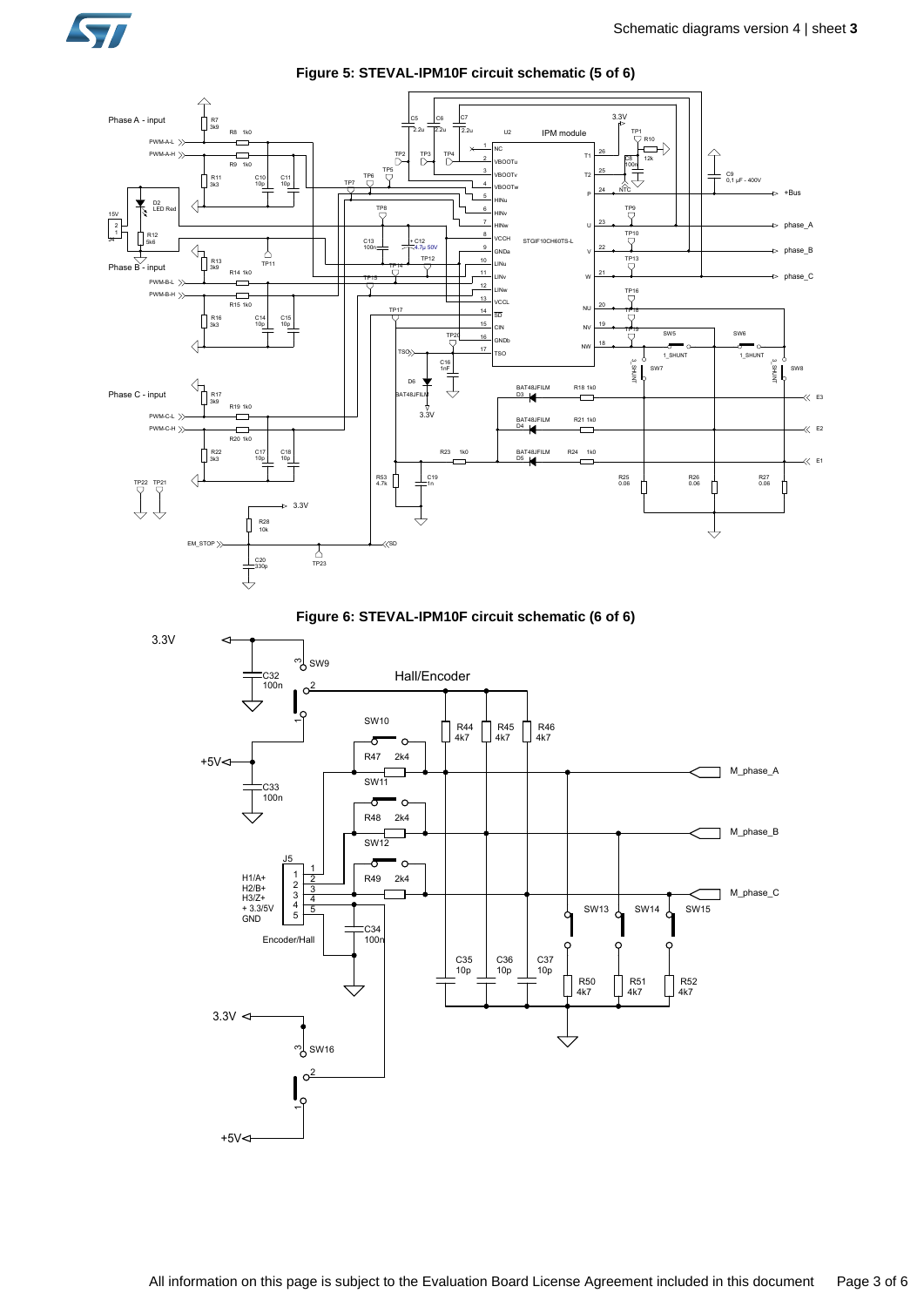**Figure 5: STEVAL-IPM10F circuit schematic (5 of 6)**

**Figure 6: STEVAL-IPM10F circuit schematic (6 of 6)**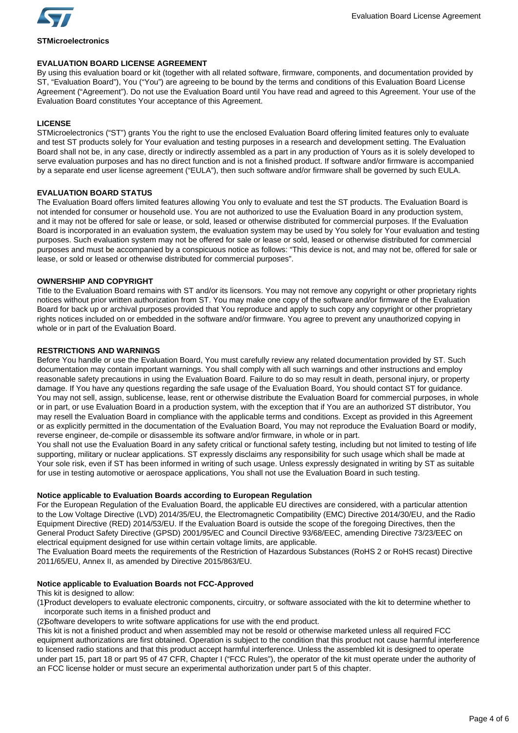**STMicroelectronics**

## EVALUATION BOARD LICENSE AGREEMENT

By using this evaluation board or kit (together with all related software, firmware, components, and documentation provided by ST, "Evaluation Board"), You ("You") are agreeing to be bound by the terms and conditions of this Evaluation Board License Agreement ("Agreement"). Do not use the Evaluation Board until You have read and agreed to this Agreement. Your use of the Evaluation Board constitutes Your acceptance of this Agreement.

### LICENSE

STMicroelectronics ("ST") grants You the right to use the enclosed Evaluation Board offering limited features only to evaluate and test ST products solely for Your evaluation and testing purposes in a research and development setting. The Evaluation Board shall not be, in any case, directly or indirectly assembled as a part in any production of Yours as it is solely developed to serve evaluation purposes and has no direct function and is not a finished product. If software and/or firmware is accompanied by a separate end user license agreement ("EULA"), then such software and/or firmware shall be governed by such EULA.

### EVALUATION BOARD STATUS

The Evaluation Board offers limited features allowing You only to evaluate and test the ST products. The Evaluation Board is not intended for consumer or household use. You are not authorized to use the Evaluation Board in any production system, and it may not be offered for sale or lease, or sold, leased or otherwise distributed for commercial purposes. If the Evaluation Board is incorporated in an evaluation system, the evaluation system may be used by You solely for Your evaluation and testing purposes. Such evaluation system may not be offered for sale or lease or sold, leased or otherwise distributed for commercial purposes and must be accompanied by a conspicuous notice as follows: "This device is not, and may not be, offered for sale or lease, or sold or leased or otherwise distributed for commercial purposes".

### OWNERSHIP AND COPYRIGHT

Title to the Evaluation Board remains with ST and/or its licensors. You may not remove any copyright or other proprietary rights notices without prior written authorization from ST. You may make one copy of the software and/or firmware of the Evaluation Board for back up or archival purposes provided that You reproduce and apply to such copy any copyright or other proprietary rights notices included on or embedded in the software and/or firmware. You agree to prevent any unauthorized copying in whole or in part of the Evaluation Board.

### RESTRICTIONS AND WARNINGS

Before You handle or use the Evaluation Board, You must carefully review any related documentation provided by ST. Such documentation may contain important warnings. You shall comply with all such warnings and other instructions and employ reasonable safety precautions in using the Evaluation Board. Failure to do so may result in death, personal injury, or property damage. If You have any questions regarding the safe usage of the Evaluation Board, You should contact ST for guidance. You may not sell, assign, sublicense, lease, rent or otherwise distribute the Evaluation Board for commercial purposes, in whole or in part, or use Evaluation Board in a production system, with the exception that if You are an authorized ST distributor, You may resell the Evaluation Board in compliance with the applicable terms and conditions. Except as provided in this Agreement or as explicitly permitted in the documentation of the Evaluation Board, You may not reproduce the Evaluation Board or modify, reverse engineer, de-compile or disassemble its software and/or firmware, in whole or in part.

You shall not use the Evaluation Board in any safety critical or functional safety testing, including but not limited to testing of life supporting, military or nuclear applications. ST expressly disclaims any responsibility for such usage which shall be made at Your sole risk, even if ST has been informed in writing of such usage. Unless expressly designated in writing by ST as suitable for use in testing automotive or aerospace applications, You shall not use the Evaluation Board in such testing.

### Notice applicable to Evaluation Boards according to European Regulation

For the European Regulation of the Evaluation Board, the applicable EU directives are considered, with a particular attention to the Low Voltage Directive (LVD) 2014/35/EU, the Electromagnetic Compatibility (EMC) Directive 2014/30/EU, and the Radio Equipment Directive (RED) 2014/53/EU. If the Evaluation Board is outside the scope of the foregoing Directives, then the General Product Safety Directive (GPSD) 2001/95/EC and Council Directive 93/68/EEC, amending Directive 73/23/EEC on electrical equipment designed for use within certain voltage limits, are applicable.

The Evaluation Board meets the requirements of the Restriction of Hazardous Substances (RoHS 2 or RoHS recast) Directive 2011/65/EU, Annex II, as amended by Directive 2015/863/EU.

### Notice applicable to Evaluation Boards not FCC-Approved

This kit is designed to allow:

(1) Product developers to evaluate electronic components, circuitry, or software associated with the kit to determine whether to incorporate such items in a finished product and

(2) Software developers to write software applications for use with the end product.

This kit is not a finished product and when assembled may not be resold or otherwise marketed unless all required FCC equipment authorizations are first obtained. Operation is subject to the condition that this product not cause harmful interference to licensed radio stations and that this product accept harmful interference. Unless the assembled kit is designed to operate under part 15, part 18 or part 95 of 47 CFR, Chapter I ("FCC Rules"), the operator of the kit must operate under the authority of an FCC license holder or must secure an experimental authorization under part 5 of this chapter.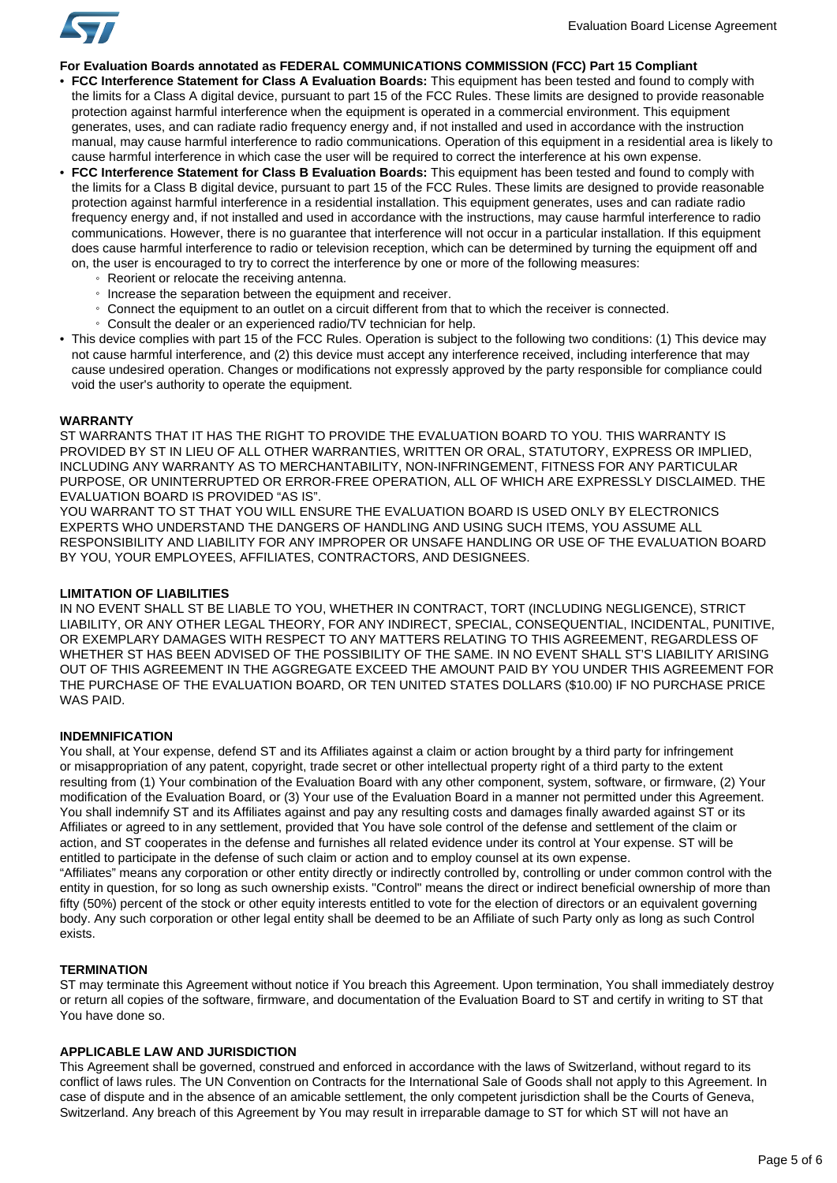**For Evaluation Boards annotated as FEDERAL COMMUNICATIONS COMMISSION (FCC) Part 15 Compliant**

- **FCC Interference Statement for Class A Evaluation Boards:** This equipment has been tested and found to comply with the limits for a Class A digital device, pursuant to part 15 of the FCC Rules. These limits are designed to provide reasonable protection against harmful interference when the equipment is operated in a commercial environment. This equipment generates, uses, and can radiate radio frequency energy and, if not installed and used in accordance with the instruction manual, may cause harmful interference to radio communications. Operation of this equipment in a residential area is likely to cause harmful interference in which case the user will be required to correct the interference at his own expense.
- **FCC Interference Statement for Class B Evaluation Boards:** This equipment has been tested and found to comply with the limits for a Class B digital device, pursuant to part 15 of the FCC Rules. These limits are designed to provide reasonable protection against harmful interference in a residential installation. This equipment generates, uses and can radiate radio frequency energy and, if not installed and used in accordance with the instructions, may cause harmful interference to radio communications. However, there is no guarantee that interference will not occur in a particular installation. If this equipment does cause harmful interference to radio or television reception, which can be determined by turning the equipment off and on, the user is encouraged to try to correct the interference by one or more of the following measures:
  - Reorient or relocate the receiving antenna.
  - Increase the separation between the equipment and receiver.
  - Connect the equipment to an outlet on a circuit different from that to which the receiver is connected.
  - Consult the dealer or an experienced radio/TV technician for help.
- This device complies with part 15 of the FCC Rules. Operation is subject to the following two conditions: (1) This device may not cause harmful interference, and (2) this device must accept any interference received, including interference that may cause undesired operation. Changes or modifications not expressly approved by the party responsible for compliance could void the user's authority to operate the equipment.

**WARRANTY**

ST WARRANTS THAT IT HAS THE RIGHT TO PROVIDE THE EVALUATION BOARD TO YOU. THIS WARRANTY IS PROVIDED BY ST IN LIEU OF ALL OTHER WARRANTIES, WRITTEN OR ORAL, STATUTORY, EXPRESS OR IMPLIED, INCLUDING ANY WARRANTY AS TO MERCHANTABILITY, NON-INFRINGEMENT, FITNESS FOR ANY PARTICULAR PURPOSE, OR UNINTERRUPTED OR ERROR-FREE OPERATION, ALL OF WHICH ARE EXPRESSLY DISCLAIMED. THE EVALUATION BOARD IS PROVIDED "AS IS".

YOU WARRANT TO ST THAT YOU WILL ENSURE THE EVALUATION BOARD IS USED ONLY BY ELECTRONICS EXPERTS WHO UNDERSTAND THE DANGERS OF HANDLING AND USING SUCH ITEMS, YOU ASSUME ALL RESPONSIBILITY AND LIABILITY FOR ANY IMPROPER OR UNSAFE HANDLING OR USE OF THE EVALUATION BOARD BY YOU, YOUR EMPLOYEES, AFFILIATES, CONTRACTORS, AND DESIGNEES.

**LIMITATION OF LIABILITIES**

IN NO EVENT SHALL ST BE LIABLE TO YOU, WHETHER IN CONTRACT, TORT (INCLUDING NEGLIGENCE), STRICT LIABILITY, OR ANY OTHER LEGAL THEORY, FOR ANY INDIRECT, SPECIAL, CONSEQUENTIAL, INCIDENTAL, PUNITIVE, OR EXEMPLARY DAMAGES WITH RESPECT TO ANY MATTERS RELATING TO THIS AGREEMENT, REGARDLESS OF WHETHER ST HAS BEEN ADVISED OF THE POSSIBILITY OF THE SAME. IN NO EVENT SHALL ST'S LIABILITY ARISING OUT OF THIS AGREEMENT IN THE AGGREGATE EXCEED THE AMOUNT PAID BY YOU UNDER THIS AGREEMENT FOR THE PURCHASE OF THE EVALUATION BOARD, OR TEN UNITED STATES DOLLARS ($10.00) IF NO PURCHASE PRICE WAS PAID.

**INDEMNIFICATION**

You shall, at Your expense, defend ST and its Affiliates against a claim or action brought by a third party for infringement or misappropriation of any patent, copyright, trade secret or other intellectual property right of a third party to the extent resulting from (1) Your combination of the Evaluation Board with any other component, system, software, or firmware, (2) Your modification of the Evaluation Board, or (3) Your use of the Evaluation Board in a manner not permitted under this Agreement. You shall indemnify ST and its Affiliates against and pay any resulting costs and damages finally awarded against ST or its Affiliates or agreed to in any settlement, provided that You have sole control of the defense and settlement of the claim or action, and ST cooperates in the defense and furnishes all related evidence under its control at Your expense. ST will be entitled to participate in the defense of such claim or action and to employ counsel at its own expense.

"Affiliates" means any corporation or other entity directly or indirectly controlled by, controlling or under common control with the entity in question, for so long as such ownership exists. "Control" means the direct or indirect beneficial ownership of more than fifty (50%) percent of the stock or other equity interests entitled to vote for the election of directors or an equivalent governing body. Any such corporation or other legal entity shall be deemed to be an Affiliate of such Party only as long as such Control exists.

**TERMINATION**

ST may terminate this Agreement without notice if You breach this Agreement. Upon termination, You shall immediately destroy or return all copies of the software, firmware, and documentation of the Evaluation Board to ST and certify in writing to ST that You have done so.

**APPLICABLE LAW AND JURISDICTION**

This Agreement shall be governed, construed and enforced in accordance with the laws of Switzerland, without regard to its conflict of laws rules. The UN Convention on Contracts for the International Sale of Goods shall not apply to this Agreement. In case of dispute and in the absence of an amicable settlement, the only competent jurisdiction shall be the Courts of Geneva, Switzerland. Any breach of this Agreement by You may result in irreparable damage to ST for which ST will not have an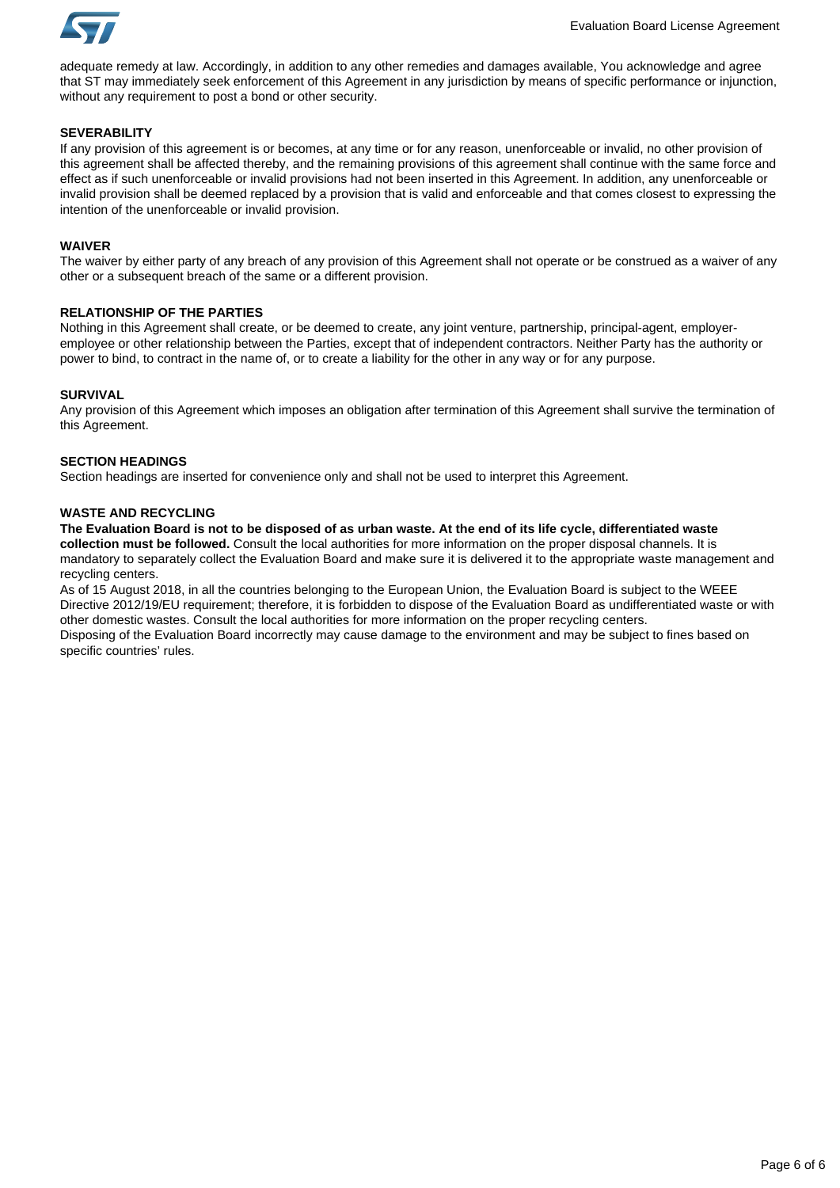adequate remedy at law. Accordingly, in addition to any other remedies and damages available, You acknowledge and agree that ST may immediately seek enforcement of this Agreement in any jurisdiction by means of specific performance or injunction, without any requirement to post a bond or other security.

**SEVERABILITY**

If any provision of this agreement is or becomes, at any time or for any reason, unenforceable or invalid, no other provision of this agreement shall be affected thereby, and the remaining provisions of this agreement shall continue with the same force and effect as if such unenforceable or invalid provisions had not been inserted in this Agreement. In addition, any unenforceable or invalid provision shall be deemed replaced by a provision that is valid and enforceable and that comes closest to expressing the intention of the unenforceable or invalid provision.

**WAIVER**

The waiver by either party of any breach of any provision of this Agreement shall not operate or be construed as a waiver of any other or a subsequent breach of the same or a different provision.

**RELATIONSHIP OF THE PARTIES**

Nothing in this Agreement shall create, or be deemed to create, any joint venture, partnership, principal-agent, employer-employee or other relationship between the Parties, except that of independent contractors. Neither Party has the authority or power to bind, to contract in the name of, or to create a liability for the other in any way or for any purpose.

**SURVIVAL**

Any provision of this Agreement which imposes an obligation after termination of this Agreement shall survive the termination of this Agreement.

**SECTION HEADINGS**

Section headings are inserted for convenience only and shall not be used to interpret this Agreement.

**WASTE AND RECYCLING**

**The Evaluation Board is not to be disposed of as urban waste. At the end of its life cycle, differentiated waste collection must be followed.** Consult the local authorities for more information on the proper disposal channels. It is mandatory to separately collect the Evaluation Board and make sure it is delivered it to the appropriate waste management and recycling centers.

As of 15 August 2018, in all the countries belonging to the European Union, the Evaluation Board is subject to the WEEE Directive 2012/19/EU requirement; therefore, it is forbidden to dispose of the Evaluation Board as undifferentiated waste or with other domestic wastes. Consult the local authorities for more information on the proper recycling centers.

Disposing of the Evaluation Board incorrectly may cause damage to the environment and may be subject to fines based on specific countries' rules.